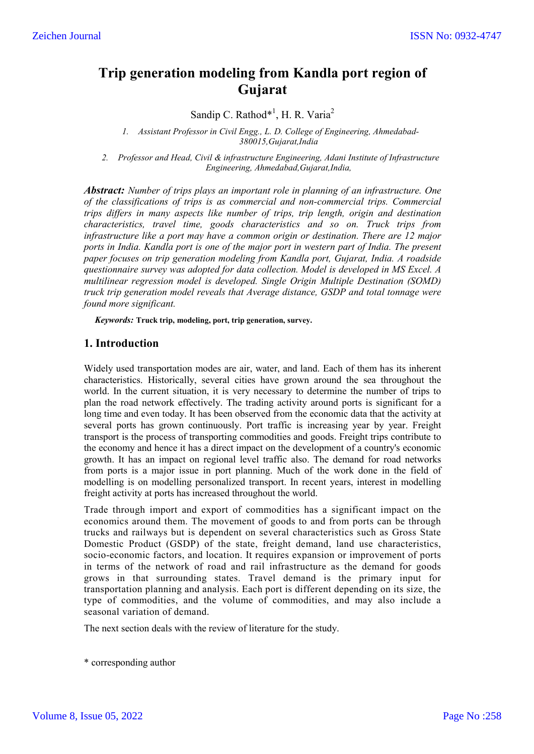# Trip generation modeling from Kandla port region of Gujarat

Sandip C. Rathod*[1], H. R. Varia[2]

1. *Assistant Professor in Civil Engg., L. D. College of Engineering, Ahmedabad-380015,Gujarat,India*
2. *Professor and Head, Civil & infrastructure Engineering, Adani Institute of Infrastructure Engineering, Ahmedabad,Gujarat,India,*

***Abstract:*** *Number of trips plays an important role in planning of an infrastructure. One of the classifications of trips is as commercial and non-commercial trips. Commercial trips differs in many aspects like number of trips, trip length, origin and destination characteristics, travel time, goods characteristics and so on. Truck trips from infrastructure like a port may have a common origin or destination. There are 12 major ports in India. Kandla port is one of the major port in western part of India. The present paper focuses on trip generation modeling from Kandla port, Gujarat, India. A roadside questionnaire survey was adopted for data collection. Model is developed in MS Excel. A multilinear regression model is developed. Single Origin Multiple Destination (SOMD) truck trip generation model reveals that Average distance, GSDP and total tonnage were found more significant.*

***Keywords:*** **Truck trip, modeling, port, trip generation, survey.**

## 1. Introduction

Widely used transportation modes are air, water, and land. Each of them has its inherent characteristics. Historically, several cities have grown around the sea throughout the world. In the current situation, it is very necessary to determine the number of trips to plan the road network effectively. The trading activity around ports is significant for a long time and even today. It has been observed from the economic data that the activity at several ports has grown continuously. Port traffic is increasing year by year. Freight transport is the process of transporting commodities and goods. Freight trips contribute to the economy and hence it has a direct impact on the development of a country's economic growth. It has an impact on regional level traffic also. The demand for road networks from ports is a major issue in port planning. Much of the work done in the field of modelling is on modelling personalized transport. In recent years, interest in modelling freight activity at ports has increased throughout the world.

Trade through import and export of commodities has a significant impact on the economics around them. The movement of goods to and from ports can be through trucks and railways but is dependent on several characteristics such as Gross State Domestic Product (GSDP) of the state, freight demand, land use characteristics, socio-economic factors, and location. It requires expansion or improvement of ports in terms of the network of road and rail infrastructure as the demand for goods grows in that surrounding states. Travel demand is the primary input for transportation planning and analysis. Each port is different depending on its size, the type of commodities, and the volume of commodities, and may also include a seasonal variation of demand.

The next section deals with the review of literature for the study.

\* corresponding author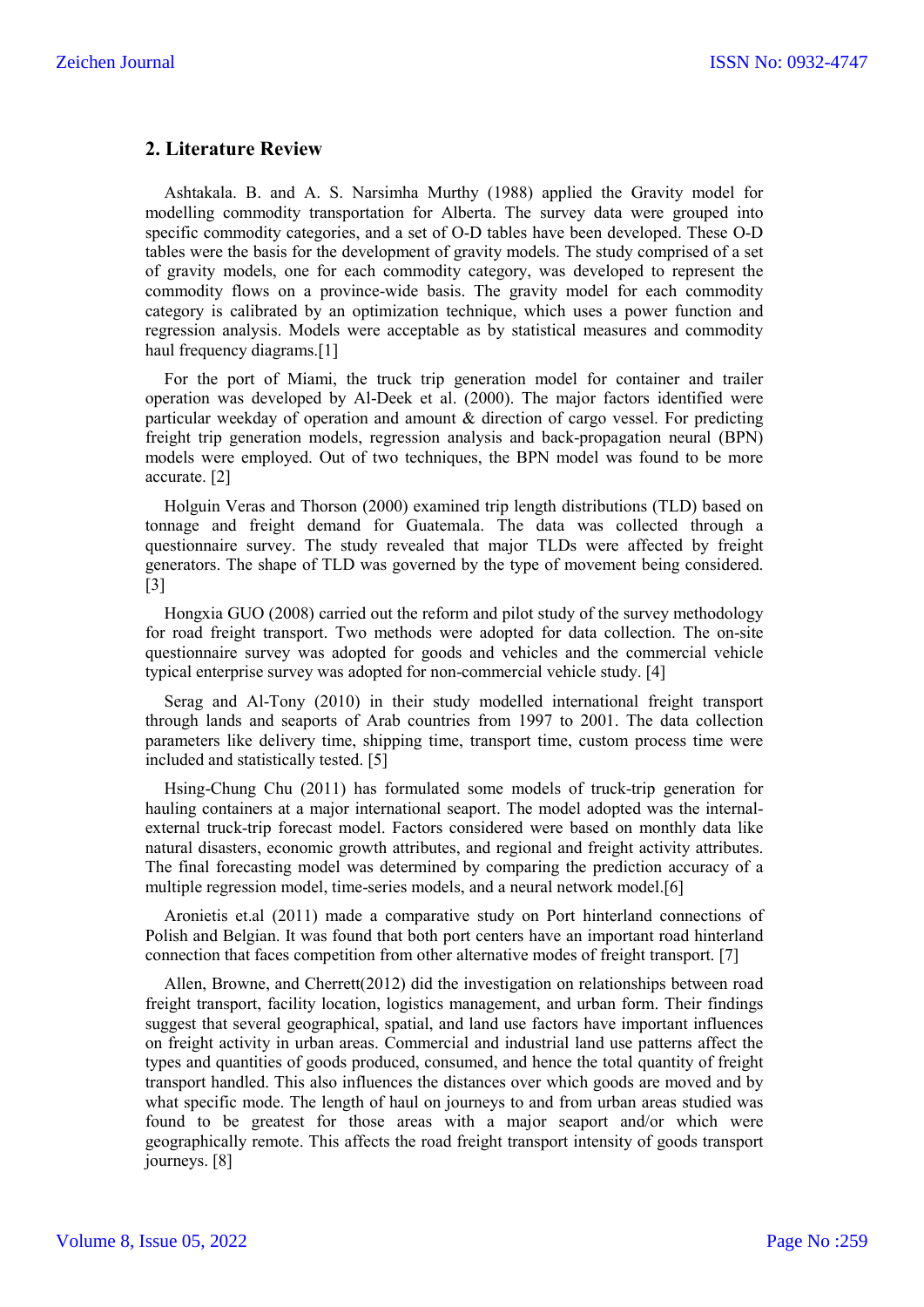## 2. Literature Review

Ashtakala. B. and A. S. Narsimha Murthy (1988) applied the Gravity model for modelling commodity transportation for Alberta. The survey data were grouped into specific commodity categories, and a set of O-D tables have been developed. These O-D tables were the basis for the development of gravity models. The study comprised of a set of gravity models, one for each commodity category, was developed to represent the commodity flows on a province-wide basis. The gravity model for each commodity category is calibrated by an optimization technique, which uses a power function and regression analysis. Models were acceptable as by statistical measures and commodity haul frequency diagrams.[1]

For the port of Miami, the truck trip generation model for container and trailer operation was developed by Al-Deek et al. (2000). The major factors identified were particular weekday of operation and amount & direction of cargo vessel. For predicting freight trip generation models, regression analysis and back-propagation neural (BPN) models were employed. Out of two techniques, the BPN model was found to be more accurate. [2]

Holguin Veras and Thorson (2000) examined trip length distributions (TLD) based on tonnage and freight demand for Guatemala. The data was collected through a questionnaire survey. The study revealed that major TLDs were affected by freight generators. The shape of TLD was governed by the type of movement being considered. [3]

Hongxia GUO (2008) carried out the reform and pilot study of the survey methodology for road freight transport. Two methods were adopted for data collection. The on-site questionnaire survey was adopted for goods and vehicles and the commercial vehicle typical enterprise survey was adopted for non-commercial vehicle study. [4]

Serag and Al-Tony (2010) in their study modelled international freight transport through lands and seaports of Arab countries from 1997 to 2001. The data collection parameters like delivery time, shipping time, transport time, custom process time were included and statistically tested. [5]

Hsing-Chung Chu (2011) has formulated some models of truck-trip generation for hauling containers at a major international seaport. The model adopted was the internal-external truck-trip forecast model. Factors considered were based on monthly data like natural disasters, economic growth attributes, and regional and freight activity attributes. The final forecasting model was determined by comparing the prediction accuracy of a multiple regression model, time-series models, and a neural network model.[6]

Aronietis et.al (2011) made a comparative study on Port hinterland connections of Polish and Belgian. It was found that both port centers have an important road hinterland connection that faces competition from other alternative modes of freight transport. [7]

Allen, Browne, and Cherrett(2012) did the investigation on relationships between road freight transport, facility location, logistics management, and urban form. Their findings suggest that several geographical, spatial, and land use factors have important influences on freight activity in urban areas. Commercial and industrial land use patterns affect the types and quantities of goods produced, consumed, and hence the total quantity of freight transport handled. This also influences the distances over which goods are moved and by what specific mode. The length of haul on journeys to and from urban areas studied was found to be greatest for those areas with a major seaport and/or which were geographically remote. This affects the road freight transport intensity of goods transport journeys. [8]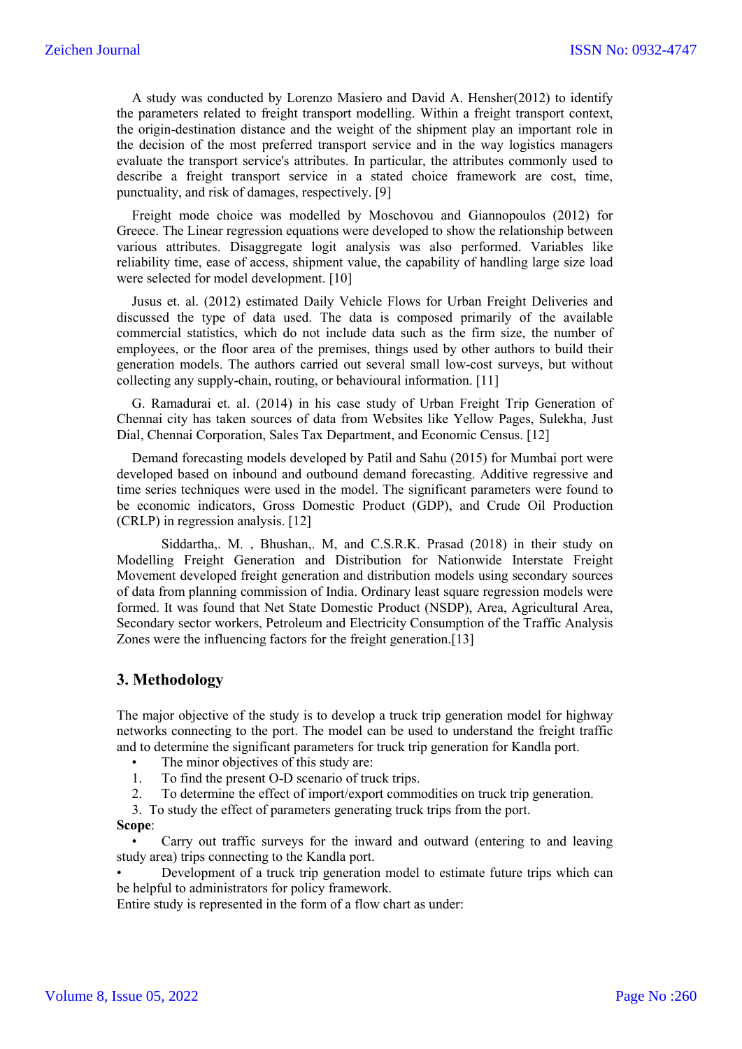A study was conducted by Lorenzo Masiero and David A. Hensher(2012) to identify the parameters related to freight transport modelling. Within a freight transport context, the origin-destination distance and the weight of the shipment play an important role in the decision of the most preferred transport service and in the way logistics managers evaluate the transport service's attributes. In particular, the attributes commonly used to describe a freight transport service in a stated choice framework are cost, time, punctuality, and risk of damages, respectively. [9]

Freight mode choice was modelled by Moschovou and Giannopoulos (2012) for Greece. The Linear regression equations were developed to show the relationship between various attributes. Disaggregate logit analysis was also performed. Variables like reliability time, ease of access, shipment value, the capability of handling large size load were selected for model development. [10]

Jusus et. al. (2012) estimated Daily Vehicle Flows for Urban Freight Deliveries and discussed the type of data used. The data is composed primarily of the available commercial statistics, which do not include data such as the firm size, the number of employees, or the floor area of the premises, things used by other authors to build their generation models. The authors carried out several small low-cost surveys, but without collecting any supply-chain, routing, or behavioural information. [11]

G. Ramadurai et. al. (2014) in his case study of Urban Freight Trip Generation of Chennai city has taken sources of data from Websites like Yellow Pages, Sulekha, Just Dial, Chennai Corporation, Sales Tax Department, and Economic Census. [12]

Demand forecasting models developed by Patil and Sahu (2015) for Mumbai port were developed based on inbound and outbound demand forecasting. Additive regressive and time series techniques were used in the model. The significant parameters were found to be economic indicators, Gross Domestic Product (GDP), and Crude Oil Production (CRLP) in regression analysis. [12]

Siddartha,. M. , Bhushan,. M, and C.S.R.K. Prasad (2018) in their study on Modelling Freight Generation and Distribution for Nationwide Interstate Freight Movement developed freight generation and distribution models using secondary sources of data from planning commission of India. Ordinary least square regression models were formed. It was found that Net State Domestic Product (NSDP), Area, Agricultural Area, Secondary sector workers, Petroleum and Electricity Consumption of the Traffic Analysis Zones were the influencing factors for the freight generation.[13]

## 3. Methodology

The major objective of the study is to develop a truck trip generation model for highway networks connecting to the port. The model can be used to understand the freight traffic and to determine the significant parameters for truck trip generation for Kandla port.

- The minor objectives of this study are:

1. To find the present O-D scenario of truck trips.
2. To determine the effect of import/export commodities on truck trip generation.
3. To study the effect of parameters generating truck trips from the port.

**Scope**:

- Carry out traffic surveys for the inward and outward (entering to and leaving study area) trips connecting to the Kandla port.
- Development of a truck trip generation model to estimate future trips which can be helpful to administrators for policy framework.

Entire study is represented in the form of a flow chart as under: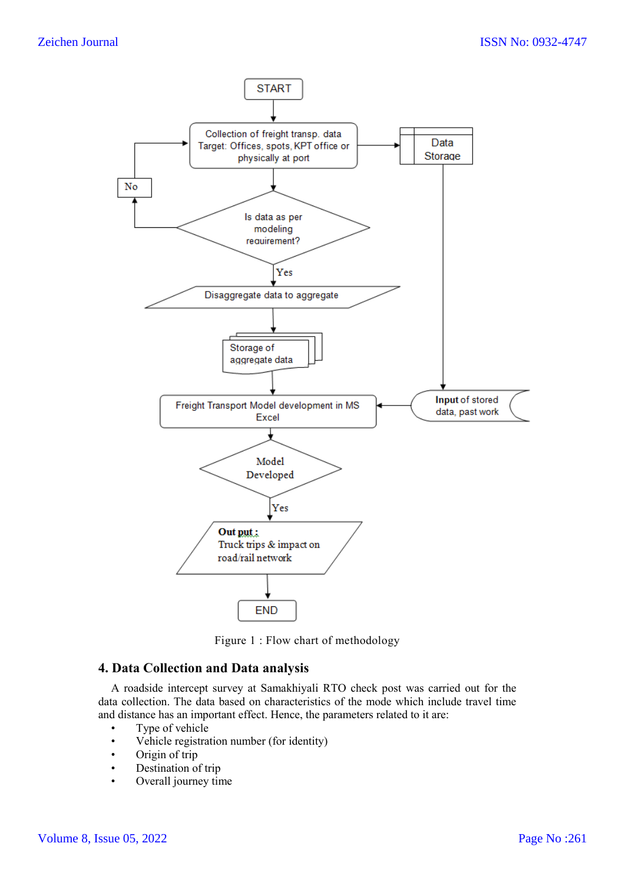Figure 1 : Flow chart of methodology

## 4. Data Collection and Data analysis

A roadside intercept survey at Samakhiyali RTO check post was carried out for the data collection. The data based on characteristics of the mode which include travel time and distance has an important effect. Hence, the parameters related to it are:

- Type of vehicle
- Vehicle registration number (for identity)
- Origin of trip
- Destination of trip
- Overall journey time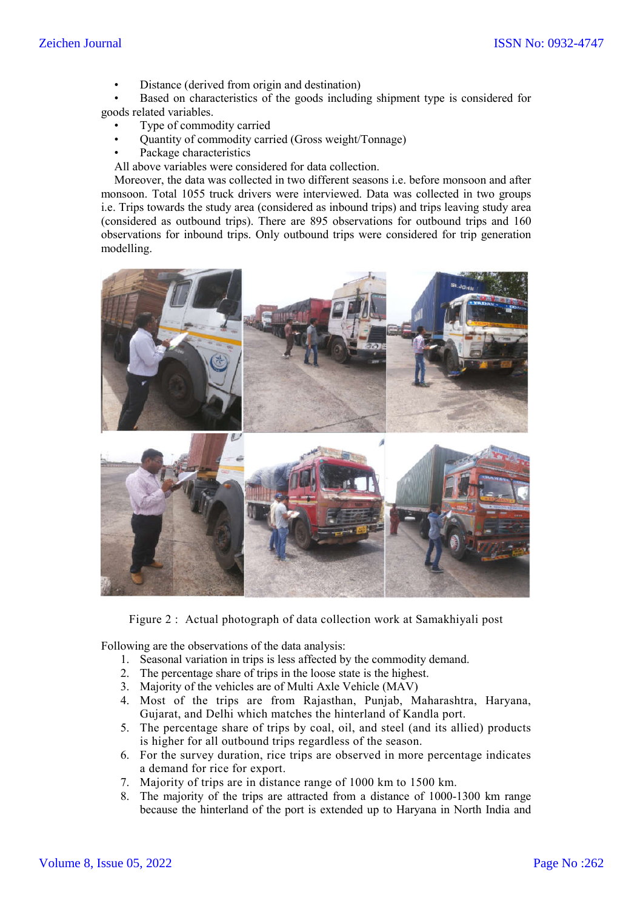- Distance (derived from origin and destination)
- Based on characteristics of the goods including shipment type is considered for goods related variables.
- Type of commodity carried
- Quantity of commodity carried (Gross weight/Tonnage)
- Package characteristics

All above variables were considered for data collection.

Moreover, the data was collected in two different seasons i.e. before monsoon and after monsoon. Total 1055 truck drivers were interviewed. Data was collected in two groups i.e. Trips towards the study area (considered as inbound trips) and trips leaving study area (considered as outbound trips). There are 895 observations for outbound trips and 160 observations for inbound trips. Only outbound trips were considered for trip generation modelling.

Figure 2 : Actual photograph of data collection work at Samakhiyali post

Following are the observations of the data analysis:

1. Seasonal variation in trips is less affected by the commodity demand.
2. The percentage share of trips in the loose state is the highest.
3. Majority of the vehicles are of Multi Axle Vehicle (MAV)
4. Most of the trips are from Rajasthan, Punjab, Maharashtra, Haryana, Gujarat, and Delhi which matches the hinterland of Kandla port.
5. The percentage share of trips by coal, oil, and steel (and its allied) products is higher for all outbound trips regardless of the season.
6. For the survey duration, rice trips are observed in more percentage indicates a demand for rice for export.
7. Majority of trips are in distance range of 1000 km to 1500 km.
8. The majority of the trips are attracted from a distance of 1000-1300 km range because the hinterland of the port is extended up to Haryana in North India and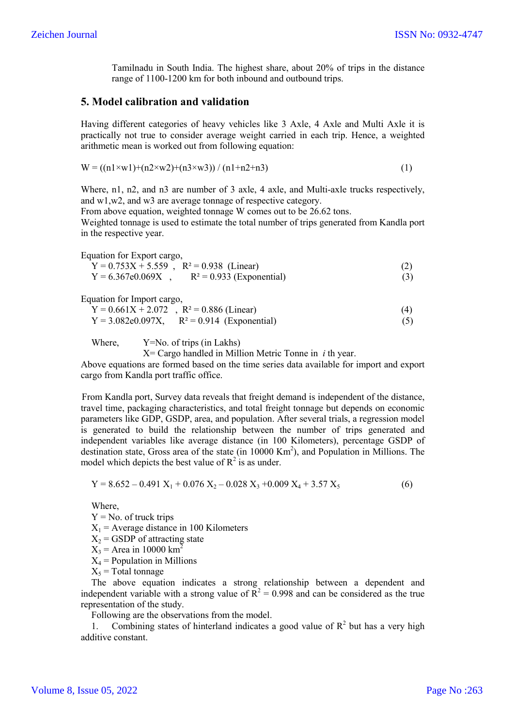Tamilnadu in South India. The highest share, about 20% of trips in the distance range of 1100-1200 km for both inbound and outbound trips.

## 5. Model calibration and validation

Having different categories of heavy vehicles like 3 Axle, 4 Axle and Multi Axle it is practically not true to consider average weight carried in each trip. Hence, a weighted arithmetic mean is worked out from following equation:

$$W = ((n1 \times w1)+(n2 \times w2)+(n3 \times w3)) / (n1+n2+n3) \quad (1)$$

Where, n1, n2, and n3 are number of 3 axle, 4 axle, and Multi-axle trucks respectively, and w1,w2, and w3 are average tonnage of respective category.

From above equation, weighted tonnage W comes out to be 26.62 tons.

Weighted tonnage is used to estimate the total number of trips generated from Kandla port in the respective year.

Equation for Export cargo,

$$Y = 0.753X + 5.559 \ , \quad R^2 = 0.938 \ \text{(Linear)} \quad (2)$$

$$Y = 6.367e0.069X \ , \quad R^2 = 0.933 \ \text{(Exponential)} \quad (3)$$

Equation for Import cargo,

$$Y = 0.661X + 2.072 \ , \quad R^2 = 0.886 \ \text{(Linear)} \quad (4)$$

$$Y = 3.082e0.097X, \quad R^2 = 0.914 \ \text{(Exponential)} \quad (5)$$

Where, Y=No. of trips (in Lakhs)

X= Cargo handled in Million Metric Tonne in *i* th year.

Above equations are formed based on the time series data available for import and export cargo from Kandla port traffic office.

From Kandla port, Survey data reveals that freight demand is independent of the distance, travel time, packaging characteristics, and total freight tonnage but depends on economic parameters like GDP, GSDP, area, and population. After several trials, a regression model is generated to build the relationship between the number of trips generated and independent variables like average distance (in 100 Kilometers), percentage GSDP of destination state, Gross area of the state (in 10000 Km$^2$), and Population in Millions. The model which depicts the best value of $R^2$ is as under.

$$Y = 8.652 - 0.491 X_1 + 0.076 X_2 - 0.028 X_3 + 0.009 X_4 + 3.57 X_5 \quad (6)$$

Where,

$Y$ = No. of truck trips

$X_1$ = Average distance in 100 Kilometers

$X_2$ = GSDP of attracting state

$X_3$ = Area in 10000 km$^2$

$X_4$ = Population in Millions

$X_5$ = Total tonnage

The above equation indicates a strong relationship between a dependent and independent variable with a strong value of $R^2 = 0.998$ and can be considered as the true representation of the study.

Following are the observations from the model.

1. Combining states of hinterland indicates a good value of $R^2$ but has a very high additive constant.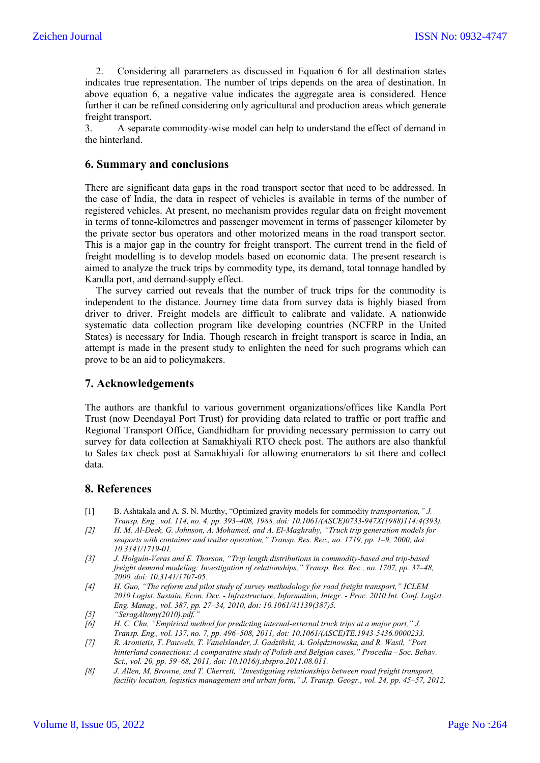2. Considering all parameters as discussed in Equation 6 for all destination states indicates true representation. The number of trips depends on the area of destination. In above equation 6, a negative value indicates the aggregate area is considered. Hence further it can be refined considering only agricultural and production areas which generate freight transport.
3. A separate commodity-wise model can help to understand the effect of demand in the hinterland.

## 6. Summary and conclusions

There are significant data gaps in the road transport sector that need to be addressed. In the case of India, the data in respect of vehicles is available in terms of the number of registered vehicles. At present, no mechanism provides regular data on freight movement in terms of tonne-kilometres and passenger movement in terms of passenger kilometer by the private sector bus operators and other motorized means in the road transport sector. This is a major gap in the country for freight transport. The current trend in the field of freight modelling is to develop models based on economic data. The present research is aimed to analyze the truck trips by commodity type, its demand, total tonnage handled by Kandla port, and demand-supply effect.

The survey carried out reveals that the number of truck trips for the commodity is independent to the distance. Journey time data from survey data is highly biased from driver to driver. Freight models are difficult to calibrate and validate. A nationwide systematic data collection program like developing countries (NCFRP in the United States) is necessary for India. Though research in freight transport is scarce in India, an attempt is made in the present study to enlighten the need for such programs which can prove to be an aid to policymakers.

## 7. Acknowledgements

The authors are thankful to various government organizations/offices like Kandla Port Trust (now Deendayal Port Trust) for providing data related to traffic or port traffic and Regional Transport Office, Gandhidham for providing necessary permission to carry out survey for data collection at Samakhiyali RTO check post. The authors are also thankful to Sales tax check post at Samakhiyali for allowing enumerators to sit there and collect data.

## 8. References

[1] B. Ashtakala and A. S. N. Murthy, "Optimized gravity models for commodity *transportation," J. Transp. Eng., vol. 114, no. 4, pp. 393–408, 1988, doi: 10.1061/(ASCE)0733-947X(1988)114:4(393).*

*[2] H. M. Al-Deek, G. Johnson, A. Mohamed, and A. El-Maghraby, "Truck trip generation models for seaports with container and trailer operation," Transp. Res. Rec., no. 1719, pp. 1–9, 2000, doi: 10.3141/1719-01.*

*[3] J. Holguín-Veras and E. Thorson, "Trip length distributions in commodity-based and trip-based freight demand modeling: Investigation of relationships," Transp. Res. Rec., no. 1707, pp. 37–48, 2000, doi: 10.3141/1707-05.*

*[4] H. Guo, "The reform and pilot study of survey methodology for road freight transport," ICLEM 2010 Logist. Sustain. Econ. Dev. - Infrastructure, Information, Integr. - Proc. 2010 Int. Conf. Logist. Eng. Manag., vol. 387, pp. 27–34, 2010, doi: 10.1061/41139(387)5.*

*[5] "SeragAltony(2010).pdf."*

*[6] H. C. Chu, "Empirical method for predicting internal-external truck trips at a major port," J. Transp. Eng., vol. 137, no. 7, pp. 496–508, 2011, doi: 10.1061/(ASCE)TE.1943-5436.0000233.*

*[7] R. Aronietis, T. Pauwels, T. Vanelslander, J. Gadziñski, A. Golędzinowska, and R. Wasil, "Port hinterland connections: A comparative study of Polish and Belgian cases," Procedia - Soc. Behav. Sci., vol. 20, pp. 59–68, 2011, doi: 10.1016/j.sbspro.2011.08.011.*

*[8] J. Allen, M. Browne, and T. Cherrett, "Investigating relationships between road freight transport, facility location, logistics management and urban form," J. Transp. Geogr., vol. 24, pp. 45–57, 2012,*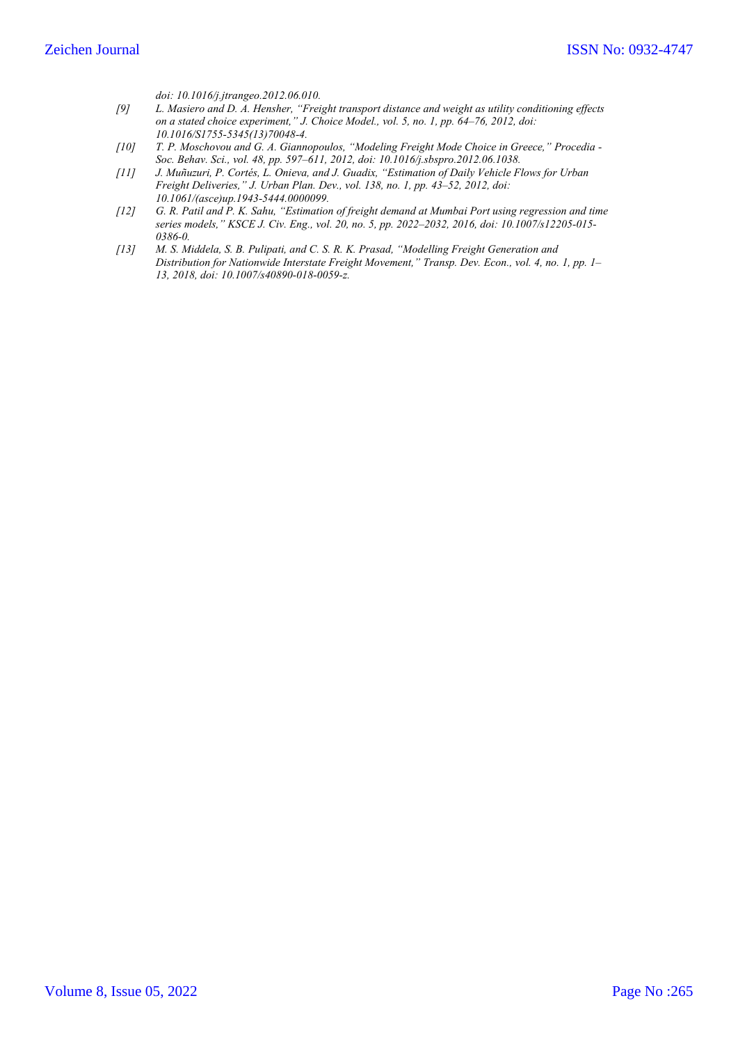*doi: 10.1016/j.jtrangeo.2012.06.010.*

*[9] L. Masiero and D. A. Hensher, "Freight transport distance and weight as utility conditioning effects on a stated choice experiment," J. Choice Model., vol. 5, no. 1, pp. 64–76, 2012, doi: 10.1016/S1755-5345(13)70048-4.*

*[10] T. P. Moschovou and G. A. Giannopoulos, "Modeling Freight Mode Choice in Greece," Procedia - Soc. Behav. Sci., vol. 48, pp. 597–611, 2012, doi: 10.1016/j.sbspro.2012.06.1038.*

*[11] J. Muñuzuri, P. Cortés, L. Onieva, and J. Guadix, "Estimation of Daily Vehicle Flows for Urban Freight Deliveries," J. Urban Plan. Dev., vol. 138, no. 1, pp. 43–52, 2012, doi: 10.1061/(asce)up.1943-5444.0000099.*

*[12] G. R. Patil and P. K. Sahu, "Estimation of freight demand at Mumbai Port using regression and time series models," KSCE J. Civ. Eng., vol. 20, no. 5, pp. 2022–2032, 2016, doi: 10.1007/s12205-015-0386-0.*

*[13] M. S. Middela, S. B. Pulipati, and C. S. R. K. Prasad, "Modelling Freight Generation and Distribution for Nationwide Interstate Freight Movement," Transp. Dev. Econ., vol. 4, no. 1, pp. 1–13, 2018, doi: 10.1007/s40890-018-0059-z.*